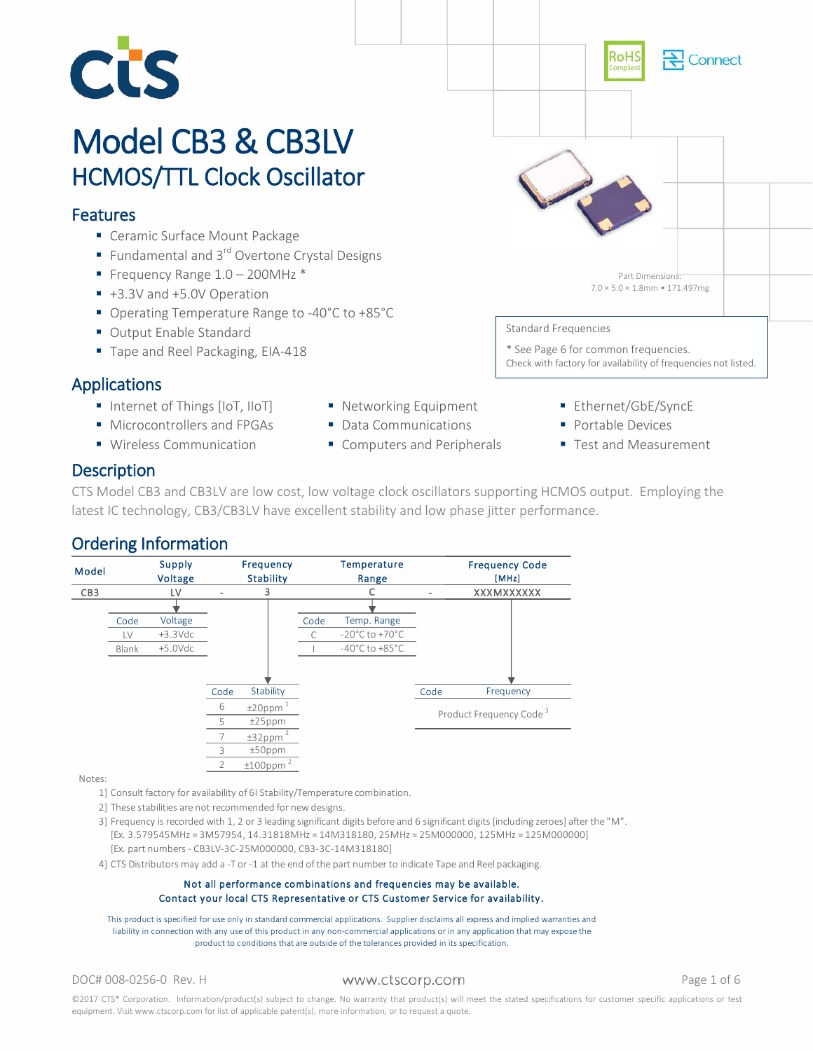# Model CB3 & CB3LV

## HCMOS/TTL Clock Oscillator

## Features

- Ceramic Surface Mount Package
- Fundamental and 3rd Overtone Crystal Designs
- Frequency Range 1.0 – 200MHz *
- +3.3V and +5.0V Operation
- Operating Temperature Range to -40°C to +85°C
- Output Enable Standard
- Tape and Reel Packaging, EIA-418

Part Dimensions:
7.0 × 5.0 × 1.8mm • 171.497mg

Standard Frequencies

\* See Page 6 for common frequencies.
Check with factory for availability of frequencies not listed.

## Applications

- Internet of Things [IoT, IIoT]
- Microcontrollers and FPGAs
- Wireless Communication
- Networking Equipment
- Data Communications
- Computers and Peripherals
- Ethernet/GbE/SyncE
- Portable Devices
- Test and Measurement

## Description

CTS Model CB3 and CB3LV are low cost, low voltage clock oscillators supporting HCMOS output. Employing the latest IC technology, CB3/CB3LV have excellent stability and low phase jitter performance.

## Ordering Information

| Model | Supply Voltage | | Frequency Stability | Temperature Range | | Frequency Code [MHz] |
|---|---|---|---|---|---|---|
| CB3 | LV | - | 3 | C | - | XXXMXXXXXX |

| Code | Voltage |
|---|---|
| LV | +3.3Vdc |
| Blank | +5.0Vdc |

| Code | Temp. Range |
|---|---|
| C | -20°C to +70°C |
| I | -40°C to +85°C |

| Code | Stability |
|---|---|
| 6 | ±20ppm [1] |
| 5 | ±25ppm |
| 7 | ±32ppm [2] |
| 3 | ±50ppm |
| 2 | ±100ppm [2] |

| Code | Frequency |
|---|---|
| | Product Frequency Code [3] |

Notes:

1] Consult factory for availability of 6I Stability/Temperature combination.

2] These stabilities are not recommended for new designs.

3] Frequency is recorded with 1, 2 or 3 leading significant digits before and 6 significant digits [including zeroes] after the "M".
[Ex. 3.579545MHz = 3M57954, 14.31818MHz = 14M318180, 25MHz = 25M000000, 125MHz = 125M000000]
[Ex. part numbers - CB3LV-3C-25M000000, CB3-3C-14M318180]

4] CTS Distributors may add a -T or -1 at the end of the part number to indicate Tape and Reel packaging.

**Not all performance combinations and frequencies may be available.**
**Contact your local CTS Representative or CTS Customer Service for availability.**

This product is specified for use only in standard commercial applications. Supplier disclaims all express and implied warranties and liability in connection with any use of this product in any non-commercial applications or in any application that may expose the product to conditions that are outside of the tolerances provided in its specification.

DOC# 008-0256-0 Rev. H

www.ctscorp.com

©2017 CTS® Corporation. Information/product(s) subject to change. No warranty that product(s) will meet the stated specifications for customer specific applications or test equipment. Visit www.ctscorp.com for list of applicable patent(s), more information, or to request a quote.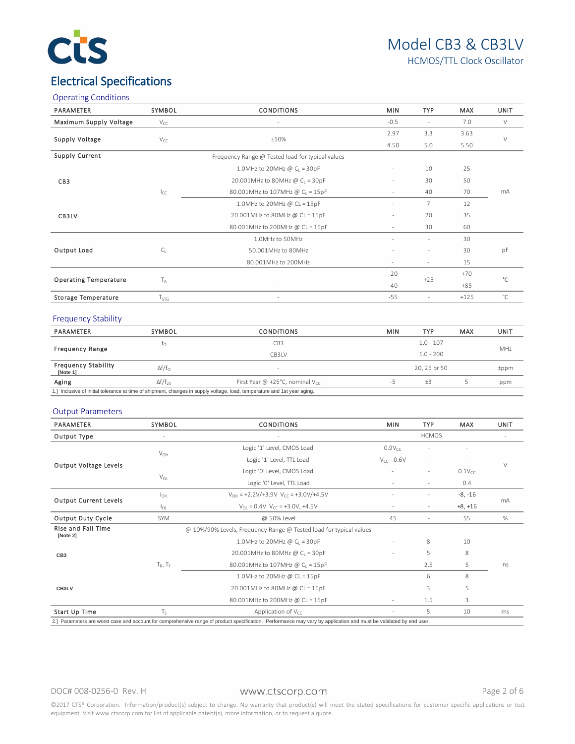# Electrical Specifications

## Operating Conditions

| PARAMETER | SYMBOL | CONDITIONS | MIN | TYP | MAX | UNIT |
|---|---|---|---|---|---|---|
| Maximum Supply Voltage | $V_{CC}$ | - | -0.5 | - | 7.0 | V |
| Supply Voltage | $V_{CC}$ | ±10% | 2.97 | 3.3 | 3.63 | V |
| | | | 4.50 | 5.0 | 5.50 | |
| Supply Current | | Frequency Range @ Tested load for typical values | | | | |
| CB3 | $I_{CC}$ | 1.0MHz to 20MHz @ $C_L$ = 30pF | - | 10 | 25 | mA |
| | | 20.001MHz to 80MHz @ $C_L$ = 30pF | - | 30 | 50 | |
| | | 80.001MHz to 107MHz @ $C_L$ = 15pF | - | 40 | 70 | |
| CB3LV | | 1.0MHz to 20MHz @ CL = 15pF | - | 7 | 12 | |
| | | 20.001MHz to 80MHz @ CL = 15pF | - | 20 | 35 | |
| | | 80.001MHz to 200MHz @ CL = 15pF | - | 30 | 60 | |
| Output Load | $C_L$ | 1.0MHz to 50MHz | - | - | 30 | pF |
| | | 50.001MHz to 80MHz | - | - | 30 | |
| | | 80.001MHz to 200MHz | - | - | 15 | |
| Operating Temperature | $T_A$ | - | -20 | +25 | +70 | °C |
| | | | -40 | | +85 | |
| Storage Temperature | $T_{STG}$ | - | -55 | - | +125 | °C |

## Frequency Stability

| PARAMETER | SYMBOL | CONDITIONS | MIN | TYP | MAX | UNIT |
|---|---|---|---|---|---|---|
| Frequency Range | $f_O$ | CB3 | | 1.0 - 107 | | MHz |
| | | CB3LV | | 1.0 - 200 | | |
| Frequency Stability [Note 1] | $\Delta f/f_O$ | - | | 20, 25 or 50 | | ±ppm |
| Aging | $\Delta f/f_{25}$ | First Year @ +25°C, nominal $V_{CC}$ | -5 | ±3 | 5 | ppm |

1.] Inclusive of initial tolerance at time of shipment, changes in supply voltage, load, temperature and 1st year aging.

## Output Parameters

| PARAMETER | SYMBOL | CONDITIONS | MIN | TYP | MAX | UNIT |
|---|---|---|---|---|---|---|
| Output Type | - | - | | HCMOS | | - |
| Output Voltage Levels | $V_{OH}$ | Logic '1' Level, CMOS Load | $0.9V_{CC}$ | - | - | V |
| | | Logic '1' Level, TTL Load | $V_{CC}$ - 0.6V | - | - | |
| | $V_{OL}$ | Logic '0' Level, CMOS Load | - | - | $0.1V_{CC}$ | |
| | | Logic '0' Level, TTL Load | - | - | 0.4 | |
| Output Current Levels | $I_{OH}$ | $V_{OH}$ = +2.2V/+3.9V $V_{CC}$ = +3.0V/+4.5V | - | - | -8, -16 | mA |
| | $I_{OL}$ | $V_{OL}$ = 0.4V $V_{CC}$ = +3.0V, +4.5V | - | - | +8, +16 | |
| Output Duty Cycle | SYM | @ 50% Level | 45 | - | 55 | % |
| Rise and Fall Time [Note 2] | | @ 10%/90% Levels, Frequency Range @ Tested load for typical values | | | | |
| CB3 | $T_R$, $T_F$ | 1.0MHz to 20MHz @ $C_L$ = 30pF | - | 8 | 10 | ns |
| | | 20.001MHz to 80MHz @ $C_L$ = 30pF | - | 5 | 8 | |
| | | 80.001MHz to 107MHz @ $C_L$ = 15pF | | 2.5 | 5 | |
| CB3LV | | 1.0MHz to 20MHz @ CL = 15pF | | 6 | 8 | |
| | | 20.001MHz to 80MHz @ CL = 15pF | | 3 | 5 | |
| | | 80.001MHz to 200MHz @ CL = 15pF | - | 1.5 | 3 | |
| Start Up Time | $T_S$ | Application of $V_{CC}$ | - | 5 | 10 | ms |

2.] Parameters are worst case and account for comprehensive range of product specification. Performance may vary by application and must be validated by end user.

DOC# 008-0256-0 Rev. H

www.ctscorp.com

©2017 CTS® Corporation. Information/product(s) subject to change. No warranty that product(s) will meet the stated specifications for customer specific applications or test equipment. Visit www.ctscorp.com for list of applicable patent(s), more information, or to request a quote.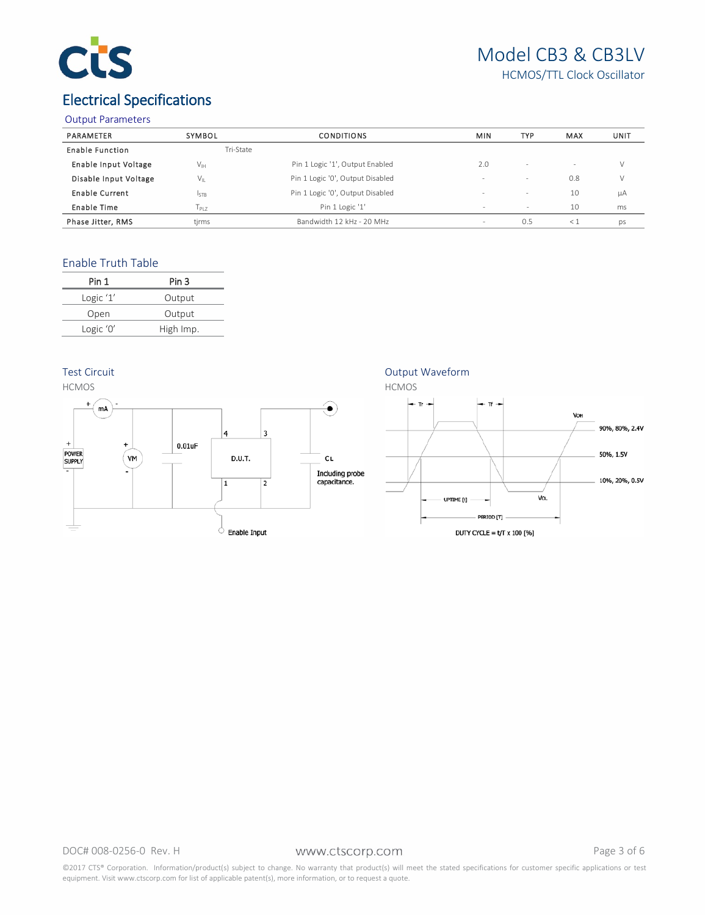# Model CB3 & CB3LV

HCMOS/TTL Clock Oscillator

## Electrical Specifications

### Output Parameters

| PARAMETER | SYMBOL | CONDITIONS | MIN | TYP | MAX | UNIT |
|---|---|---|---|---|---|---|
| Enable Function | Tri-State | | | | | |
| Enable Input Voltage | $V_{IH}$ | Pin 1 Logic '1', Output Enabled | 2.0 | - | - | V |
| Disable Input Voltage | $V_{IL}$ | Pin 1 Logic '0', Output Disabled | - | - | 0.8 | V |
| Enable Current | $I_{STB}$ | Pin 1 Logic '0', Output Disabled | - | - | 10 | µA |
| Enable Time | $T_{PLZ}$ | Pin 1 Logic '1' | - | - | 10 | ms |
| Phase Jitter, RMS | tjrms | Bandwidth 12 kHz - 20 MHz | - | 0.5 | < 1 | ps |

### Enable Truth Table

| Pin 1 | Pin 3 |
|---|---|
| Logic '1' | Output |
| Open | Output |
| Logic '0' | High Imp. |

### Test Circuit

HCMOS

### Output Waveform

HCMOS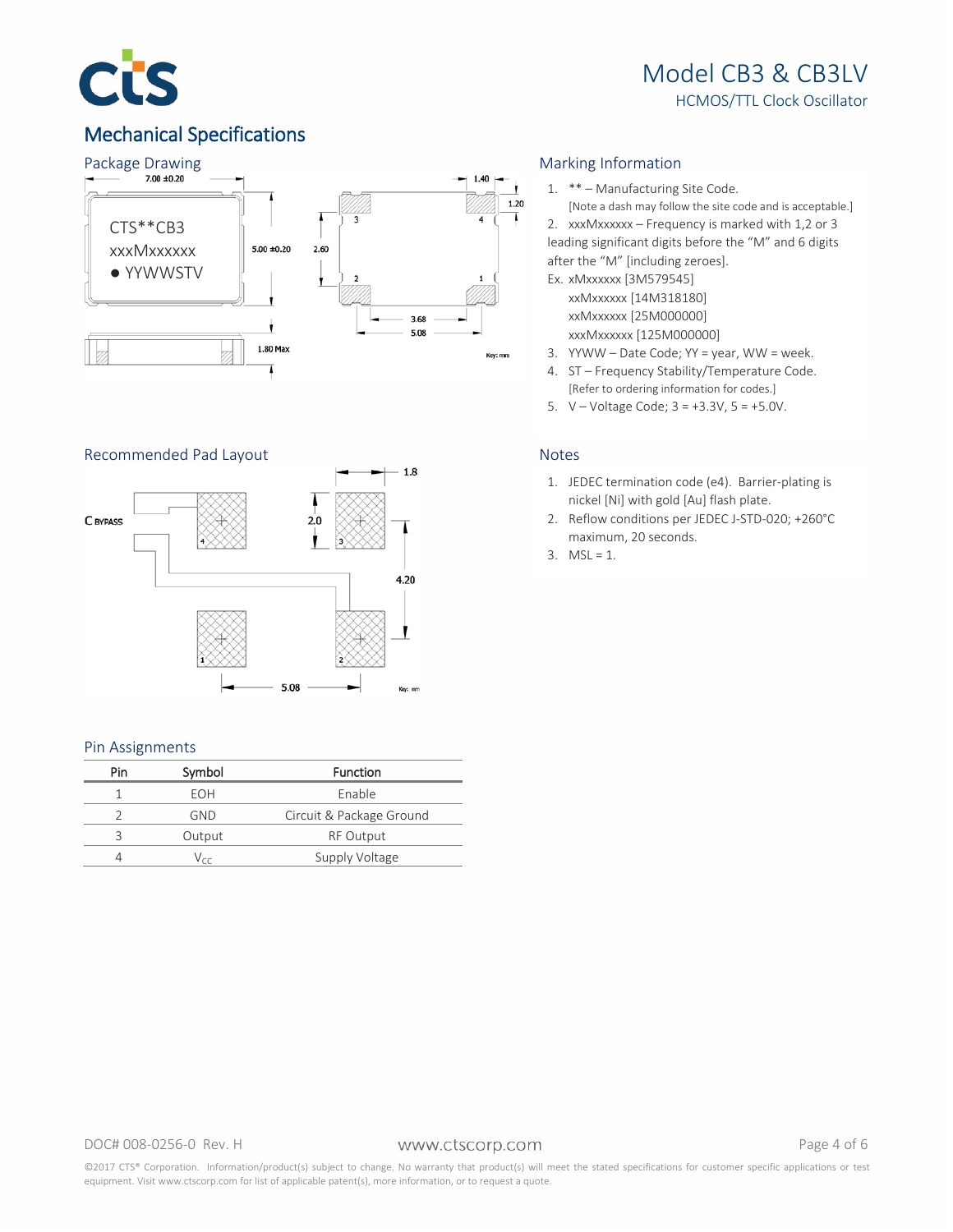## Mechanical Specifications

### Package Drawing

7.00 ±0.20

CTS**CB3
xxxMxxxxxx
● YYWWSTV

5.00 ±0.20

2.60

1.40

1.20

3.68

5.08

1.80 Max

Key: mm

### Marking Information

1. ** – Manufacturing Site Code.
   [Note a dash may follow the site code and is acceptable.]
2. xxxMxxxxxx – Frequency is marked with 1,2 or 3 leading significant digits before the "M" and 6 digits after the "M" [including zeroes].
   Ex. xMxxxxxx [3M579545]
   xxMxxxxxx [14M318180]
   xxMxxxxxx [25M000000]
   xxxMxxxxxx [125M000000]
3. YYWW – Date Code; YY = year, WW = week.
4. ST – Frequency Stability/Temperature Code.
   [Refer to ordering information for codes.]
5. V – Voltage Code; 3 = +3.3V, 5 = +5.0V.

### Recommended Pad Layout

$C_{BYPASS}$

1.8

2.0

4.20

5.08

Key: mm

### Notes

1. JEDEC termination code (e4). Barrier-plating is nickel [Ni] with gold [Au] flash plate.
2. Reflow conditions per JEDEC J-STD-020; +260°C maximum, 20 seconds.
3. MSL = 1.

### Pin Assignments

| Pin | Symbol | Function |
|---|---|---|
| 1 | EOH | Enable |
| 2 | GND | Circuit & Package Ground |
| 3 | Output | RF Output |
| 4 | $V_{CC}$ | Supply Voltage |

DOC# 008-0256-0 Rev. H

www.ctscorp.com

©2017 CTS® Corporation. Information/product(s) subject to change. No warranty that product(s) will meet the stated specifications for customer specific applications or test equipment. Visit www.ctscorp.com for list of applicable patent(s), more information, or to request a quote.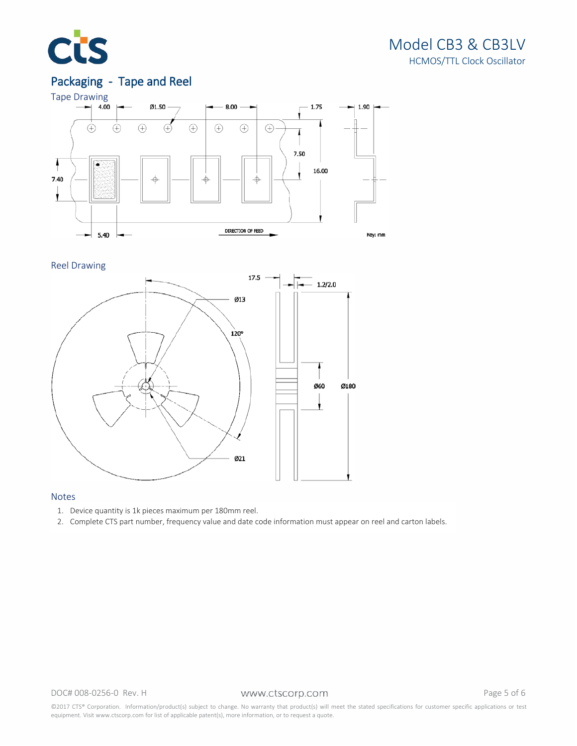## Packaging - Tape and Reel

### Tape Drawing

4.00 Ø1.50 8.00 1.75 1.90

7.50 16.00

7.40

5.40 DIRECTION OF FEED

Key: mm

### Reel Drawing

17.5 1.2/2.0

Ø13

120°

Ø60 Ø180

Ø21

### Notes

1. Device quantity is 1k pieces maximum per 180mm reel.
2. Complete CTS part number, frequency value and date code information must appear on reel and carton labels.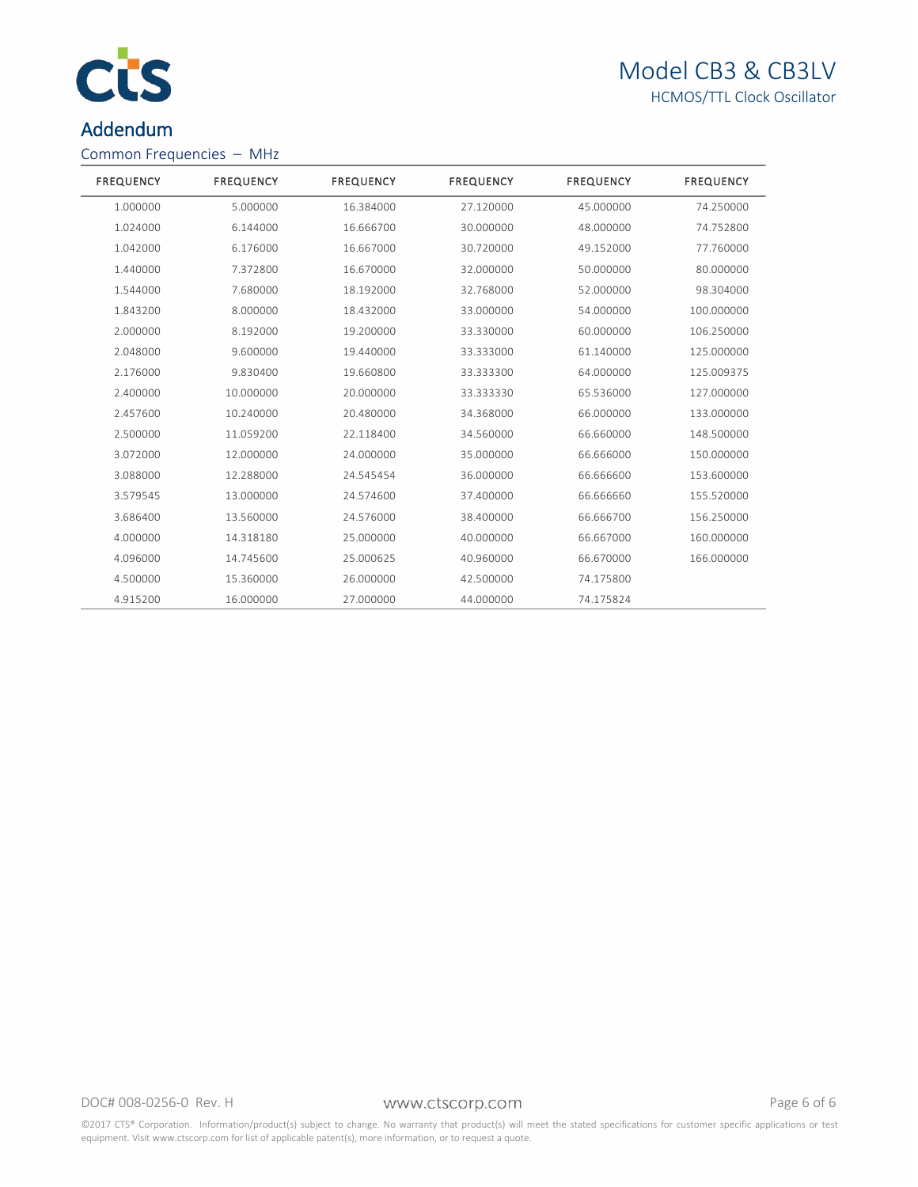# Model CB3 & CB3LV

HCMOS/TTL Clock Oscillator

## Addendum

Common Frequencies – MHz

| FREQUENCY | FREQUENCY | FREQUENCY | FREQUENCY | FREQUENCY | FREQUENCY |
|---|---|---|---|---|---|
| 1.000000 | 5.000000 | 16.384000 | 27.120000 | 45.000000 | 74.250000 |
| 1.024000 | 6.144000 | 16.666700 | 30.000000 | 48.000000 | 74.752800 |
| 1.042000 | 6.176000 | 16.667000 | 30.720000 | 49.152000 | 77.760000 |
| 1.440000 | 7.372800 | 16.670000 | 32.000000 | 50.000000 | 80.000000 |
| 1.544000 | 7.680000 | 18.192000 | 32.768000 | 52.000000 | 98.304000 |
| 1.843200 | 8.000000 | 18.432000 | 33.000000 | 54.000000 | 100.000000 |
| 2.000000 | 8.192000 | 19.200000 | 33.330000 | 60.000000 | 106.250000 |
| 2.048000 | 9.600000 | 19.440000 | 33.333000 | 61.140000 | 125.000000 |
| 2.176000 | 9.830400 | 19.660800 | 33.333300 | 64.000000 | 125.009375 |
| 2.400000 | 10.000000 | 20.000000 | 33.333330 | 65.536000 | 127.000000 |
| 2.457600 | 10.240000 | 20.480000 | 34.368000 | 66.000000 | 133.000000 |
| 2.500000 | 11.059200 | 22.118400 | 34.560000 | 66.660000 | 148.500000 |
| 3.072000 | 12.000000 | 24.000000 | 35.000000 | 66.666000 | 150.000000 |
| 3.088000 | 12.288000 | 24.545454 | 36.000000 | 66.666600 | 153.600000 |
| 3.579545 | 13.000000 | 24.574600 | 37.400000 | 66.666660 | 155.520000 |
| 3.686400 | 13.560000 | 24.576000 | 38.400000 | 66.666700 | 156.250000 |
| 4.000000 | 14.318180 | 25.000000 | 40.000000 | 66.667000 | 160.000000 |
| 4.096000 | 14.745600 | 25.000625 | 40.960000 | 66.670000 | 166.000000 |
| 4.500000 | 15.360000 | 26.000000 | 42.500000 | 74.175800 | |
| 4.915200 | 16.000000 | 27.000000 | 44.000000 | 74.175824 | |

DOC# 008-0256-0 Rev. H

www.ctscorp.com

©2017 CTS® Corporation. Information/product(s) subject to change. No warranty that product(s) will meet the stated specifications for customer specific applications or test equipment. Visit www.ctscorp.com for list of applicable patent(s), more information, or to request a quote.